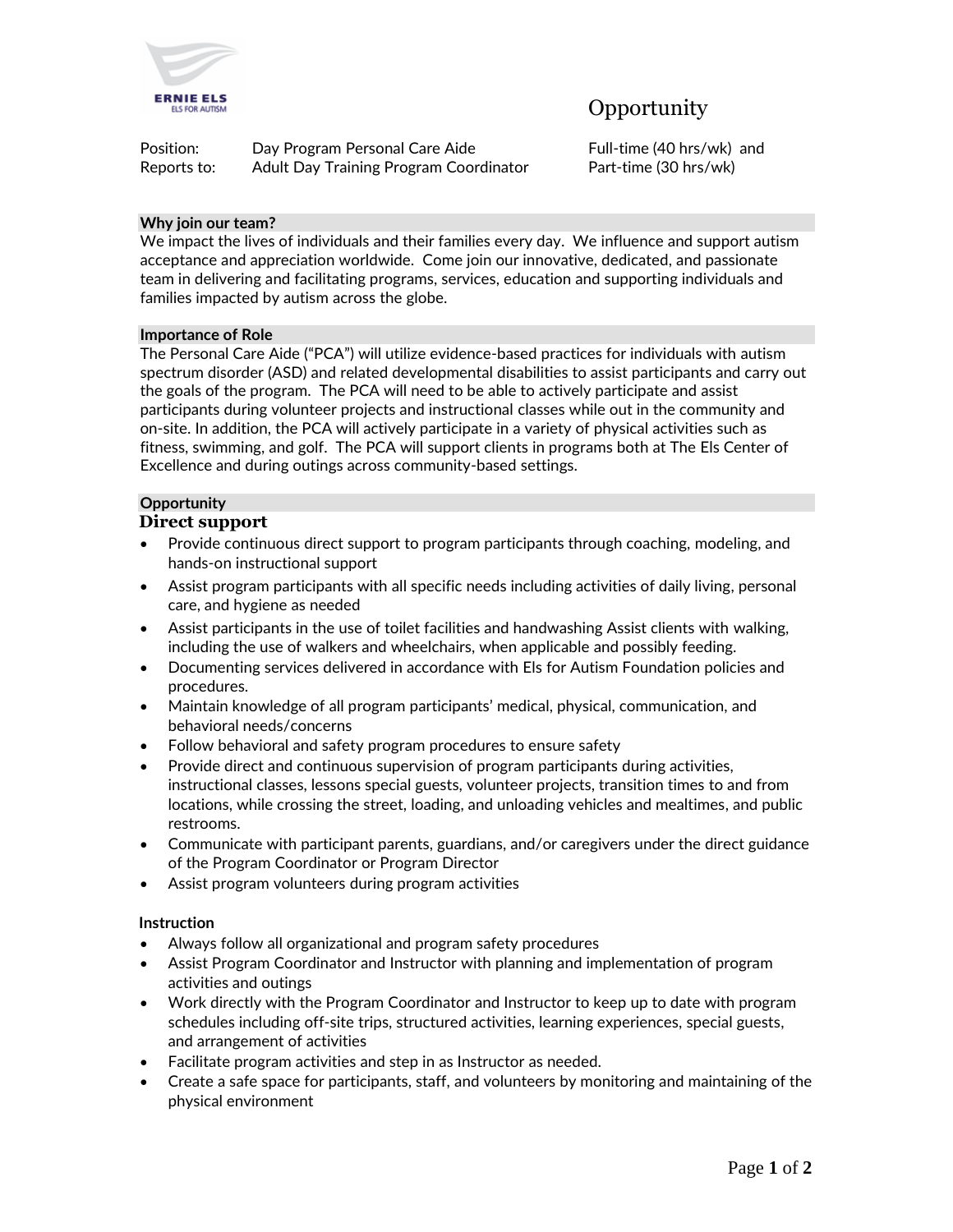ERNIE ELS
ELS FOR AUTISM

# Opportunity

| | | |
|---|---|---|
| Position: | Day Program Personal Care Aide | Full-time (40 hrs/wk) and |
| Reports to: | Adult Day Training Program Coordinator | Part-time (30 hrs/wk) |

## Why join our team?

We impact the lives of individuals and their families every day. We influence and support autism acceptance and appreciation worldwide. Come join our innovative, dedicated, and passionate team in delivering and facilitating programs, services, education and supporting individuals and families impacted by autism across the globe.

## Importance of Role

The Personal Care Aide ("PCA") will utilize evidence-based practices for individuals with autism spectrum disorder (ASD) and related developmental disabilities to assist participants and carry out the goals of the program. The PCA will need to be able to actively participate and assist participants during volunteer projects and instructional classes while out in the community and on-site. In addition, the PCA will actively participate in a variety of physical activities such as fitness, swimming, and golf. The PCA will support clients in programs both at The Els Center of Excellence and during outings across community-based settings.

## Opportunity

### Direct support

- Provide continuous direct support to program participants through coaching, modeling, and hands-on instructional support
- Assist program participants with all specific needs including activities of daily living, personal care, and hygiene as needed
- Assist participants in the use of toilet facilities and handwashing Assist clients with walking, including the use of walkers and wheelchairs, when applicable and possibly feeding.
- Documenting services delivered in accordance with Els for Autism Foundation policies and procedures.
- Maintain knowledge of all program participants' medical, physical, communication, and behavioral needs/concerns
- Follow behavioral and safety program procedures to ensure safety
- Provide direct and continuous supervision of program participants during activities, instructional classes, lessons special guests, volunteer projects, transition times to and from locations, while crossing the street, loading, and unloading vehicles and mealtimes, and public restrooms.
- Communicate with participant parents, guardians, and/or caregivers under the direct guidance of the Program Coordinator or Program Director
- Assist program volunteers during program activities

### Instruction

- Always follow all organizational and program safety procedures
- Assist Program Coordinator and Instructor with planning and implementation of program activities and outings
- Work directly with the Program Coordinator and Instructor to keep up to date with program schedules including off-site trips, structured activities, learning experiences, special guests, and arrangement of activities
- Facilitate program activities and step in as Instructor as needed.
- Create a safe space for participants, staff, and volunteers by monitoring and maintaining of the physical environment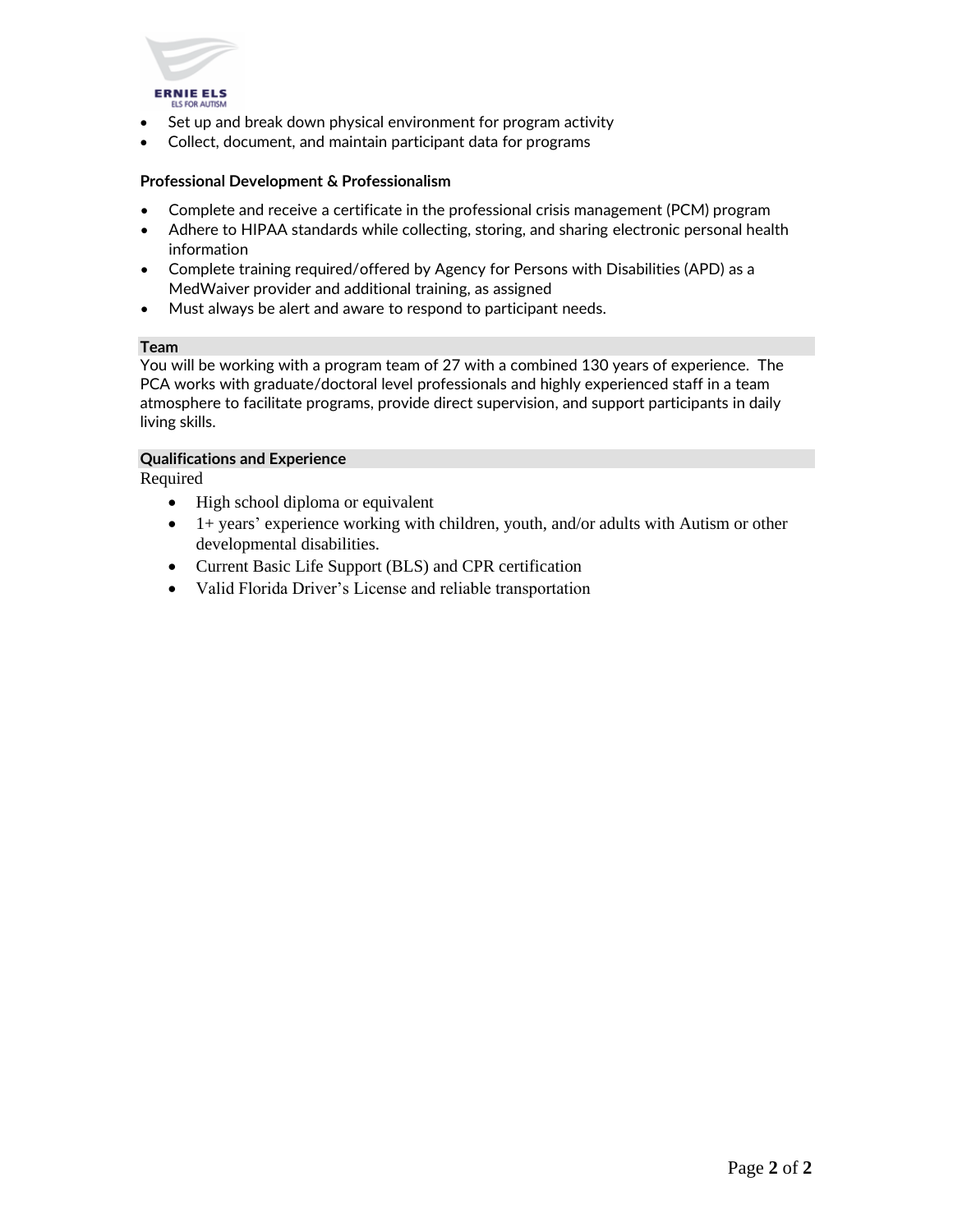- Set up and break down physical environment for program activity
- Collect, document, and maintain participant data for programs

**Professional Development & Professionalism**

- Complete and receive a certificate in the professional crisis management (PCM) program
- Adhere to HIPAA standards while collecting, storing, and sharing electronic personal health information
- Complete training required/offered by Agency for Persons with Disabilities (APD) as a MedWaiver provider and additional training, as assigned
- Must always be alert and aware to respond to participant needs.

**Team**

You will be working with a program team of 27 with a combined 130 years of experience. The PCA works with graduate/doctoral level professionals and highly experienced staff in a team atmosphere to facilitate programs, provide direct supervision, and support participants in daily living skills.

**Qualifications and Experience**

Required

- High school diploma or equivalent
- 1+ years' experience working with children, youth, and/or adults with Autism or other developmental disabilities.
- Current Basic Life Support (BLS) and CPR certification
- Valid Florida Driver's License and reliable transportation